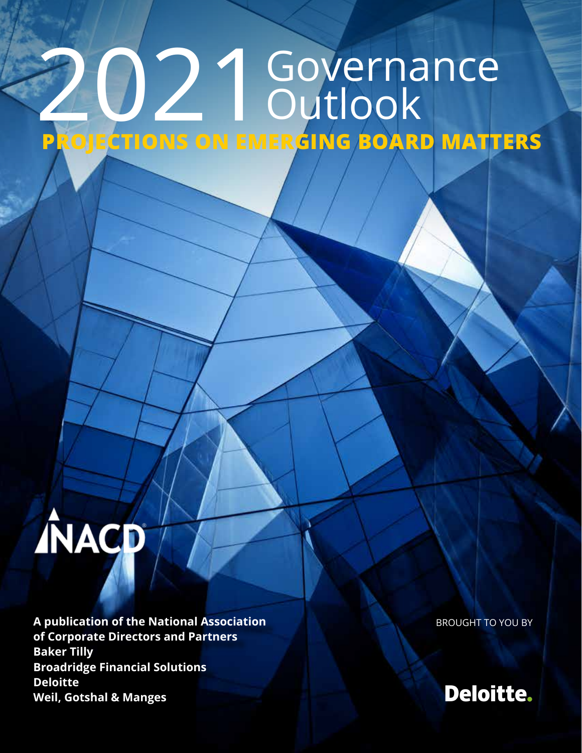# 2021 Governance Outlook

## PROJECTIONS ON EMERGING BOARD MATTERS

NACD

**A publication of the National Association of Corporate Directors and Partners**
**Baker Tilly**
**Broadridge Financial Solutions**
**Deloitte**
**Weil, Gotshal & Manges**

BROUGHT TO YOU BY

Deloitte.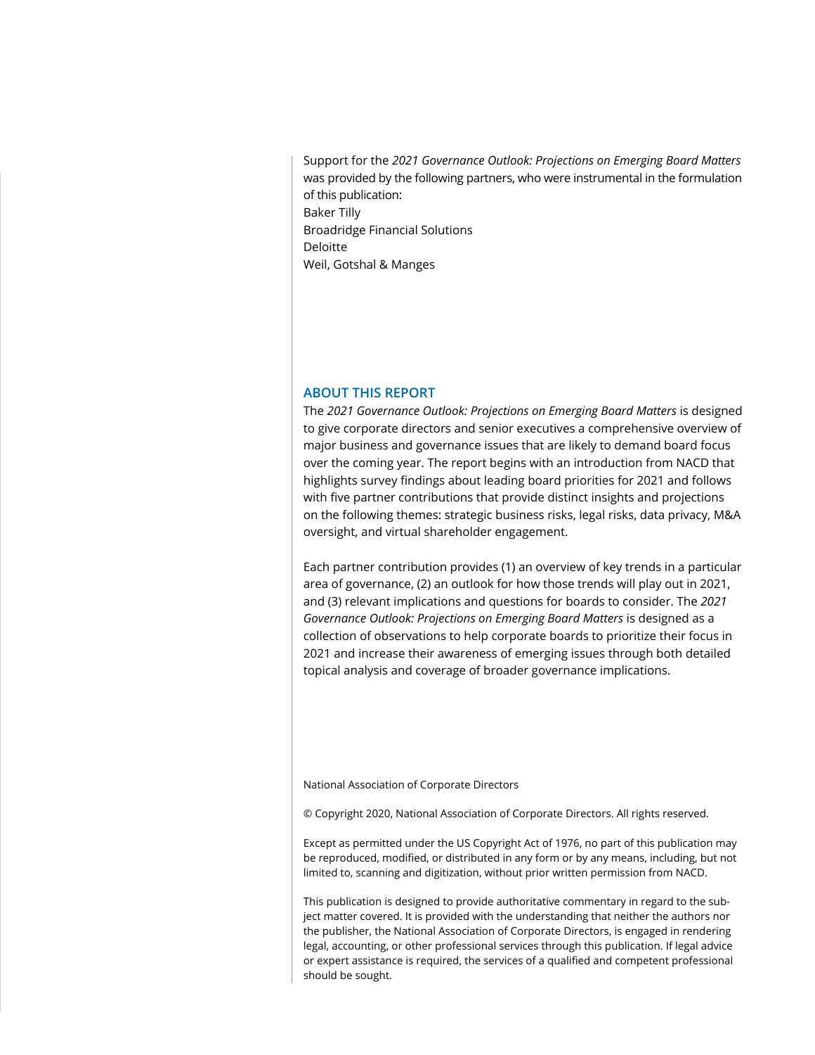Support for the *2021 Governance Outlook: Projections on Emerging Board Matters* was provided by the following partners, who were instrumental in the formulation of this publication:

Baker Tilly
Broadridge Financial Solutions
Deloitte
Weil, Gotshal & Manges

## ABOUT THIS REPORT

The *2021 Governance Outlook: Projections on Emerging Board Matters* is designed to give corporate directors and senior executives a comprehensive overview of major business and governance issues that are likely to demand board focus over the coming year. The report begins with an introduction from NACD that highlights survey findings about leading board priorities for 2021 and follows with five partner contributions that provide distinct insights and projections on the following themes: strategic business risks, legal risks, data privacy, M&A oversight, and virtual shareholder engagement.

Each partner contribution provides (1) an overview of key trends in a particular area of governance, (2) an outlook for how those trends will play out in 2021, and (3) relevant implications and questions for boards to consider. The *2021 Governance Outlook: Projections on Emerging Board Matters* is designed as a collection of observations to help corporate boards to prioritize their focus in 2021 and increase their awareness of emerging issues through both detailed topical analysis and coverage of broader governance implications.

National Association of Corporate Directors

© Copyright 2020, National Association of Corporate Directors. All rights reserved.

Except as permitted under the US Copyright Act of 1976, no part of this publication may be reproduced, modified, or distributed in any form or by any means, including, but not limited to, scanning and digitization, without prior written permission from NACD.

This publication is designed to provide authoritative commentary in regard to the subject matter covered. It is provided with the understanding that neither the authors nor the publisher, the National Association of Corporate Directors, is engaged in rendering legal, accounting, or other professional services through this publication. If legal advice or expert assistance is required, the services of a qualified and competent professional should be sought.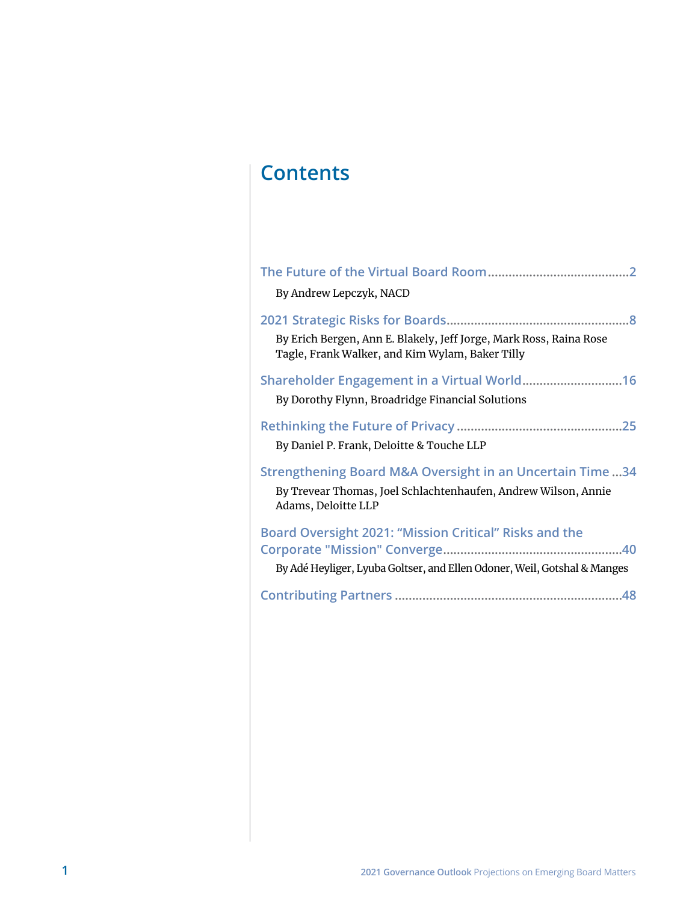# Contents

The Future of the Virtual Board Room........................................2

By Andrew Lepczyk, NACD

2021 Strategic Risks for Boards....................................................8

By Erich Bergen, Ann E. Blakely, Jeff Jorge, Mark Ross, Raina Rose Tagle, Frank Walker, and Kim Wylam, Baker Tilly

Shareholder Engagement in a Virtual World............................16

By Dorothy Flynn, Broadridge Financial Solutions

Rethinking the Future of Privacy ...............................................25

By Daniel P. Frank, Deloitte & Touche LLP

Strengthening Board M&A Oversight in an Uncertain Time ...34

By Trevear Thomas, Joel Schlachtenhaufen, Andrew Wilson, Annie Adams, Deloitte LLP

Board Oversight 2021: "Mission Critical" Risks and the Corporate "Mission" Converge..................................................40

By Adé Heyliger, Lyuba Goltser, and Ellen Odoner, Weil, Gotshal & Manges

Contributing Partners .................................................................48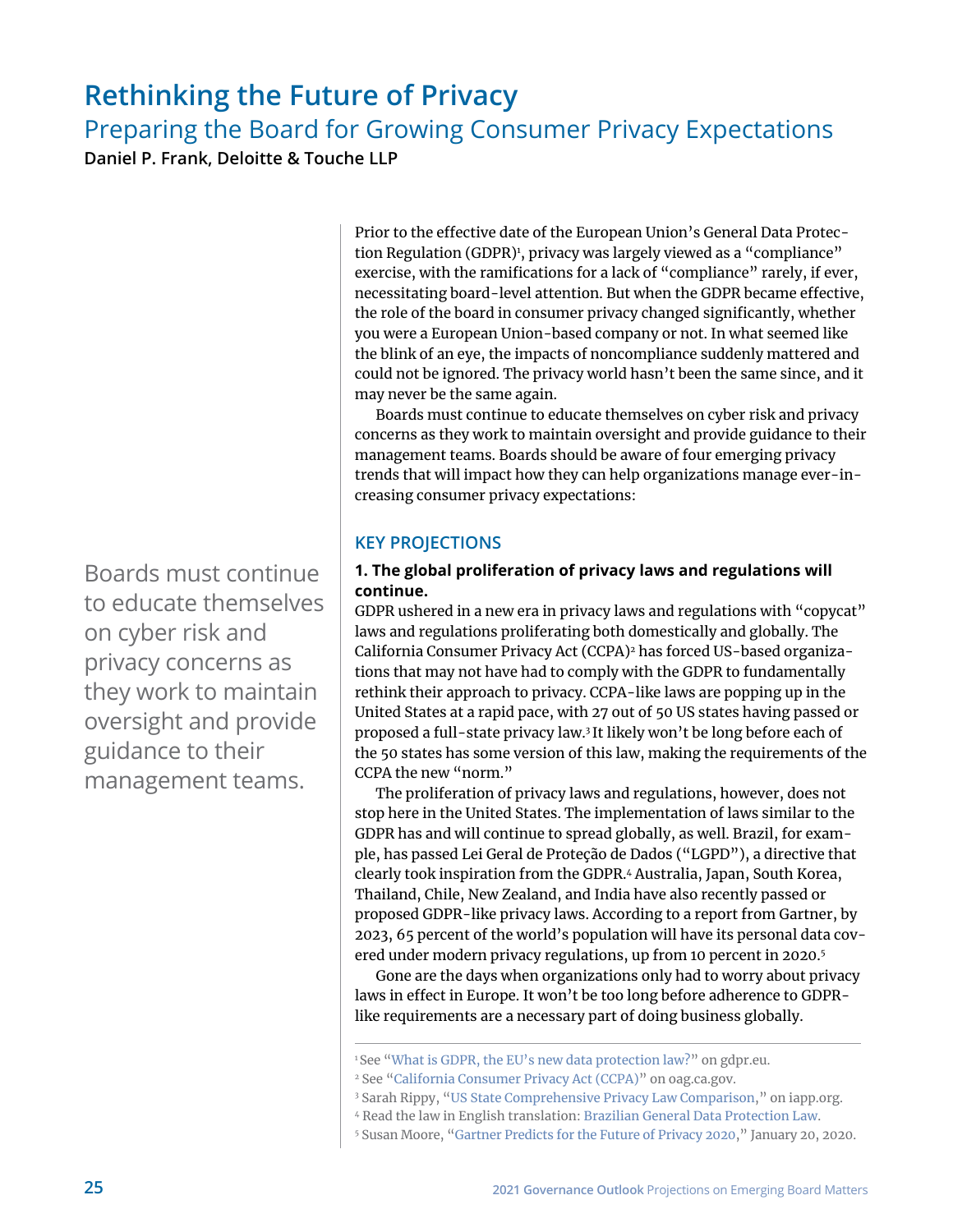# Rethinking the Future of Privacy

## Preparing the Board for Growing Consumer Privacy Expectations

**Daniel P. Frank, Deloitte & Touche LLP**

Prior to the effective date of the European Union's General Data Protection Regulation (GDPR)[1], privacy was largely viewed as a "compliance" exercise, with the ramifications for a lack of "compliance" rarely, if ever, necessitating board-level attention. But when the GDPR became effective, the role of the board in consumer privacy changed significantly, whether you were a European Union-based company or not. In what seemed like the blink of an eye, the impacts of noncompliance suddenly mattered and could not be ignored. The privacy world hasn't been the same since, and it may never be the same again.

Boards must continue to educate themselves on cyber risk and privacy concerns as they work to maintain oversight and provide guidance to their management teams. Boards should be aware of four emerging privacy trends that will impact how they can help organizations manage ever-increasing consumer privacy expectations:

> Boards must continue to educate themselves on cyber risk and privacy concerns as they work to maintain oversight and provide guidance to their management teams.

### KEY PROJECTIONS

**1. The global proliferation of privacy laws and regulations will continue.**

GDPR ushered in a new era in privacy laws and regulations with "copycat" laws and regulations proliferating both domestically and globally. The California Consumer Privacy Act (CCPA)[2] has forced US-based organizations that may not have had to comply with the GDPR to fundamentally rethink their approach to privacy. CCPA-like laws are popping up in the United States at a rapid pace, with 27 out of 50 US states having passed or proposed a full-state privacy law.[3] It likely won't be long before each of the 50 states has some version of this law, making the requirements of the CCPA the new "norm."

The proliferation of privacy laws and regulations, however, does not stop here in the United States. The implementation of laws similar to the GDPR has and will continue to spread globally, as well. Brazil, for example, has passed Lei Geral de Proteção de Dados ("LGPD"), a directive that clearly took inspiration from the GDPR.[4] Australia, Japan, South Korea, Thailand, Chile, New Zealand, and India have also recently passed or proposed GDPR-like privacy laws. According to a report from Gartner, by 2023, 65 percent of the world's population will have its personal data covered under modern privacy regulations, up from 10 percent in 2020.[5]

Gone are the days when organizations only had to worry about privacy laws in effect in Europe. It won't be too long before adherence to GDPR-like requirements are a necessary part of doing business globally.

---

[1] See "What is GDPR, the EU's new data protection law?" on gdpr.eu.

[2] See "California Consumer Privacy Act (CCPA)" on oag.ca.gov.

[3] Sarah Rippy, "US State Comprehensive Privacy Law Comparison," on iapp.org.

[4] Read the law in English translation: Brazilian General Data Protection Law.

[5] Susan Moore, "Gartner Predicts for the Future of Privacy 2020," January 20, 2020.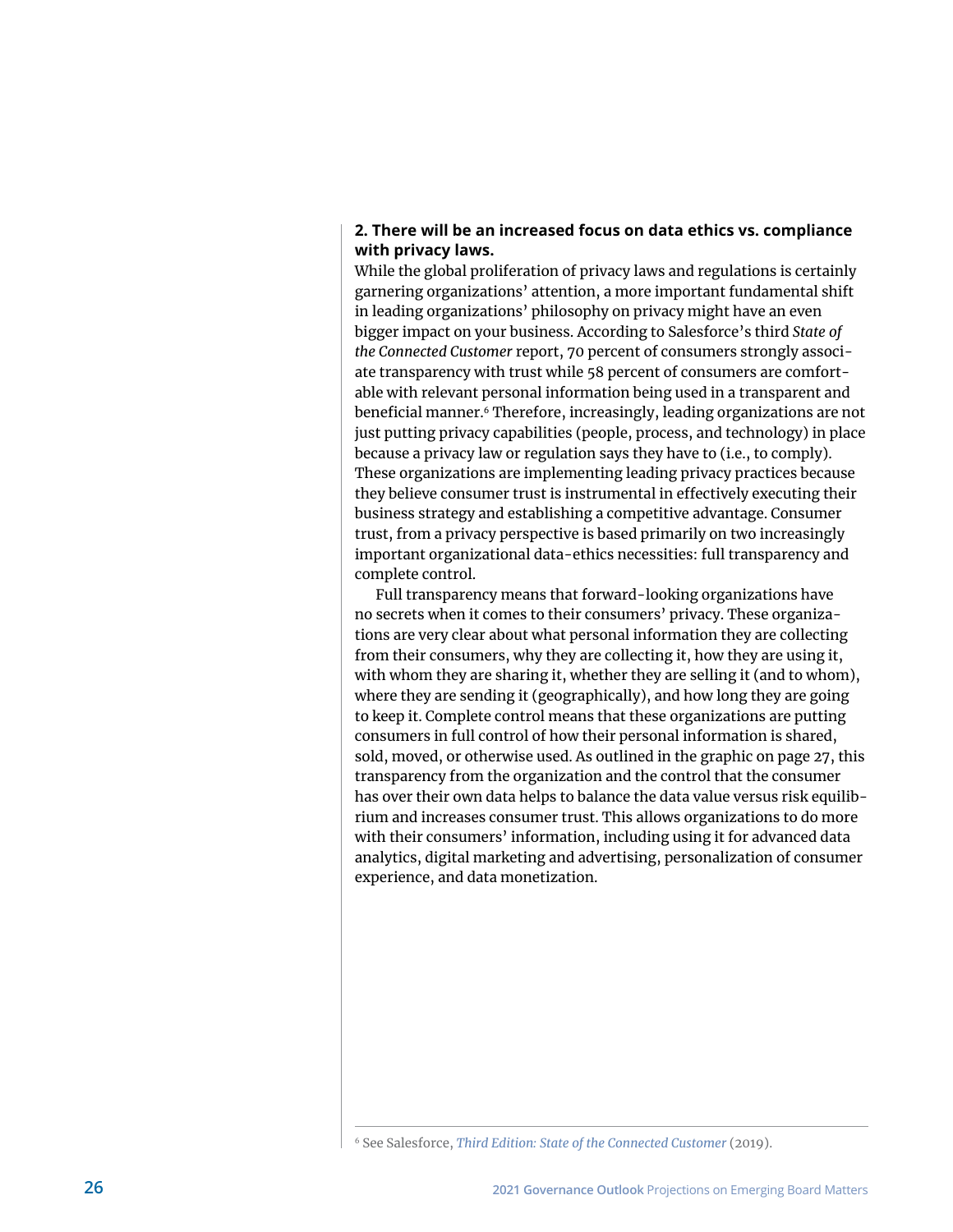**2. There will be an increased focus on data ethics vs. compliance with privacy laws.**

While the global proliferation of privacy laws and regulations is certainly garnering organizations' attention, a more important fundamental shift in leading organizations' philosophy on privacy might have an even bigger impact on your business. According to Salesforce's third *State of the Connected Customer* report, 70 percent of consumers strongly associate transparency with trust while 58 percent of consumers are comfortable with relevant personal information being used in a transparent and beneficial manner.[6] Therefore, increasingly, leading organizations are not just putting privacy capabilities (people, process, and technology) in place because a privacy law or regulation says they have to (i.e., to comply). These organizations are implementing leading privacy practices because they believe consumer trust is instrumental in effectively executing their business strategy and establishing a competitive advantage. Consumer trust, from a privacy perspective is based primarily on two increasingly important organizational data-ethics necessities: full transparency and complete control.

Full transparency means that forward-looking organizations have no secrets when it comes to their consumers' privacy. These organizations are very clear about what personal information they are collecting from their consumers, why they are collecting it, how they are using it, with whom they are sharing it, whether they are selling it (and to whom), where they are sending it (geographically), and how long they are going to keep it. Complete control means that these organizations are putting consumers in full control of how their personal information is shared, sold, moved, or otherwise used. As outlined in the graphic on page 27, this transparency from the organization and the control that the consumer has over their own data helps to balance the data value versus risk equilibrium and increases consumer trust. This allows organizations to do more with their consumers' information, including using it for advanced data analytics, digital marketing and advertising, personalization of consumer experience, and data monetization.

---

[6] See Salesforce, *Third Edition: State of the Connected Customer* (2019).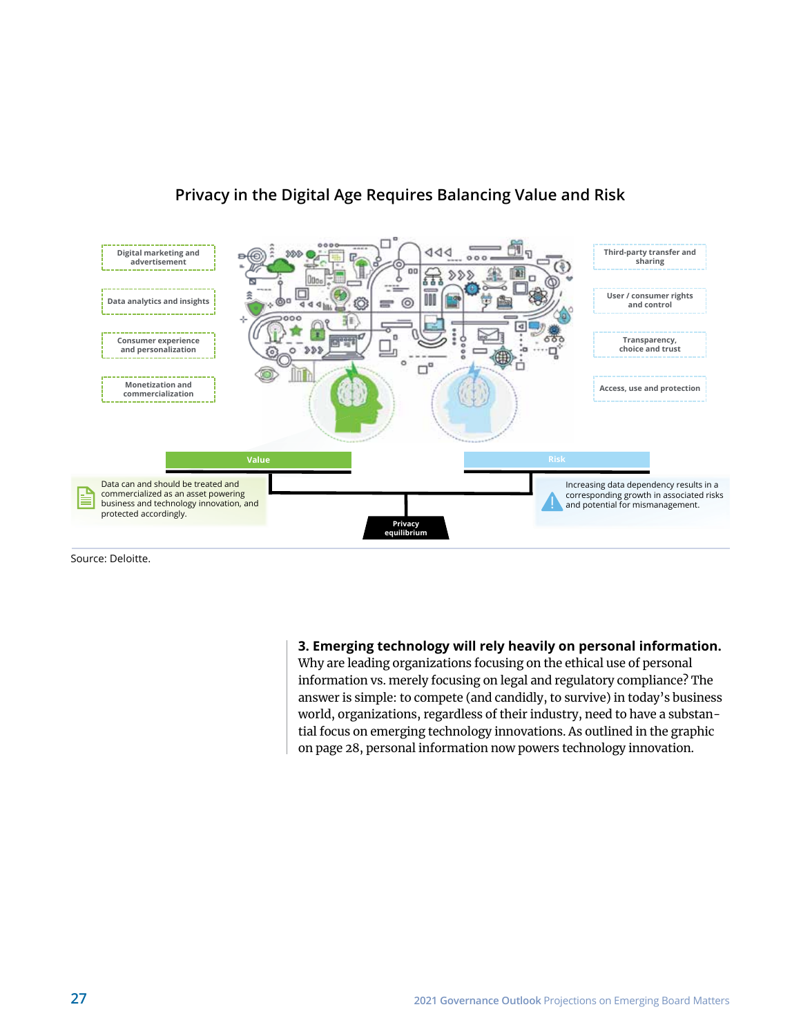## Privacy in the Digital Age Requires Balancing Value and Risk

Digital marketing and advertisement

Data analytics and insights

Consumer experience and personalization

Monetization and commercialization

Third-party transfer and sharing

User / consumer rights and control

Transparency, choice and trust

Access, use and protection

**Value**

Data can and should be treated and commercialized as an asset powering business and technology innovation, and protected accordingly.

**Risk**

Increasing data dependency results in a corresponding growth in associated risks and potential for mismanagement.

**Privacy equilibrium**

Source: Deloitte.

**3. Emerging technology will rely heavily on personal information.** Why are leading organizations focusing on the ethical use of personal information vs. merely focusing on legal and regulatory compliance? The answer is simple: to compete (and candidly, to survive) in today's business world, organizations, regardless of their industry, need to have a substantial focus on emerging technology innovations. As outlined in the graphic on page 28, personal information now powers technology innovation.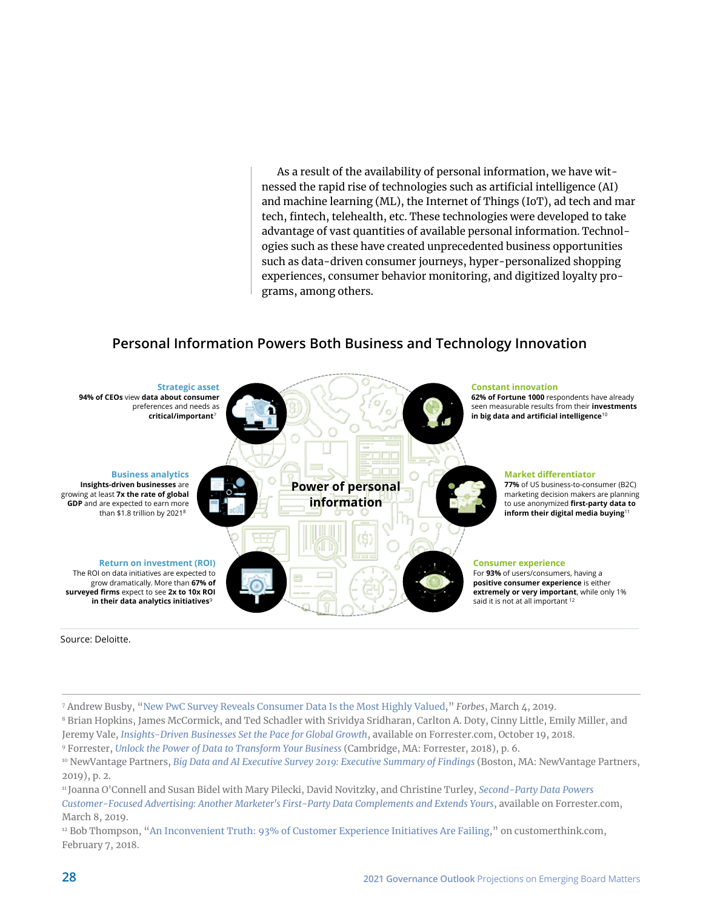As a result of the availability of personal information, we have witnessed the rapid rise of technologies such as artificial intelligence (AI) and machine learning (ML), the Internet of Things (IoT), ad tech and mar tech, fintech, telehealth, etc. These technologies were developed to take advantage of vast quantities of available personal information. Technologies such as these have created unprecedented business opportunities such as data-driven consumer journeys, hyper-personalized shopping experiences, consumer behavior monitoring, and digitized loyalty programs, among others.

## Personal Information Powers Both Business and Technology Innovation

**Power of personal information**

**Strategic asset**
**94% of CEOs** view **data about consumer** preferences and needs as **critical/important**[7]

**Business analytics**
**Insights-driven businesses** are growing at least **7x the rate of global GDP** and are expected to earn more than $1.8 trillion by 2021[8]

**Return on investment (ROI)**
The ROI on data initiatives are expected to grow dramatically. More than **67% of surveyed firms** expect to see **2x to 10x ROI in their data analytics initiatives**[9]

**Constant innovation**
**62% of Fortune 1000** respondents have already seen measurable results from their **investments in big data and artificial intelligence**[10]

**Market differentiator**
**77%** of US business-to-consumer (B2C) marketing decision makers are planning to use anonymized **first-party data to inform their digital media buying**[11]

**Consumer experience**
For **93%** of users/consumers, having a **positive consumer experience** is either **extremely or very important**, while only 1% said it is not at all important[12]

Source: Deloitte.

---

[7] Andrew Busby, "New PwC Survey Reveals Consumer Data Is the Most Highly Valued," *Forbes*, March 4, 2019.

[8] Brian Hopkins, James McCormick, and Ted Schadler with Srividya Sridharan, Carlton A. Doty, Cinny Little, Emily Miller, and Jeremy Vale, *Insights-Driven Businesses Set the Pace for Global Growth*, available on Forrester.com, October 19, 2018.

[9] Forrester, *Unlock the Power of Data to Transform Your Business* (Cambridge, MA: Forrester, 2018), p. 6.

[10] NewVantage Partners, *Big Data and AI Executive Survey 2019: Executive Summary of Findings* (Boston, MA: NewVantage Partners, 2019), p. 2.

[11] Joanna O'Connell and Susan Bidel with Mary Pilecki, David Novitzky, and Christine Turley, *Second-Party Data Powers Customer-Focused Advertising: Another Marketer's First-Party Data Complements and Extends Yours*, available on Forrester.com, March 8, 2019.

[12] Bob Thompson, "An Inconvenient Truth: 93% of Customer Experience Initiatives Are Failing," on customerthink.com, February 7, 2018.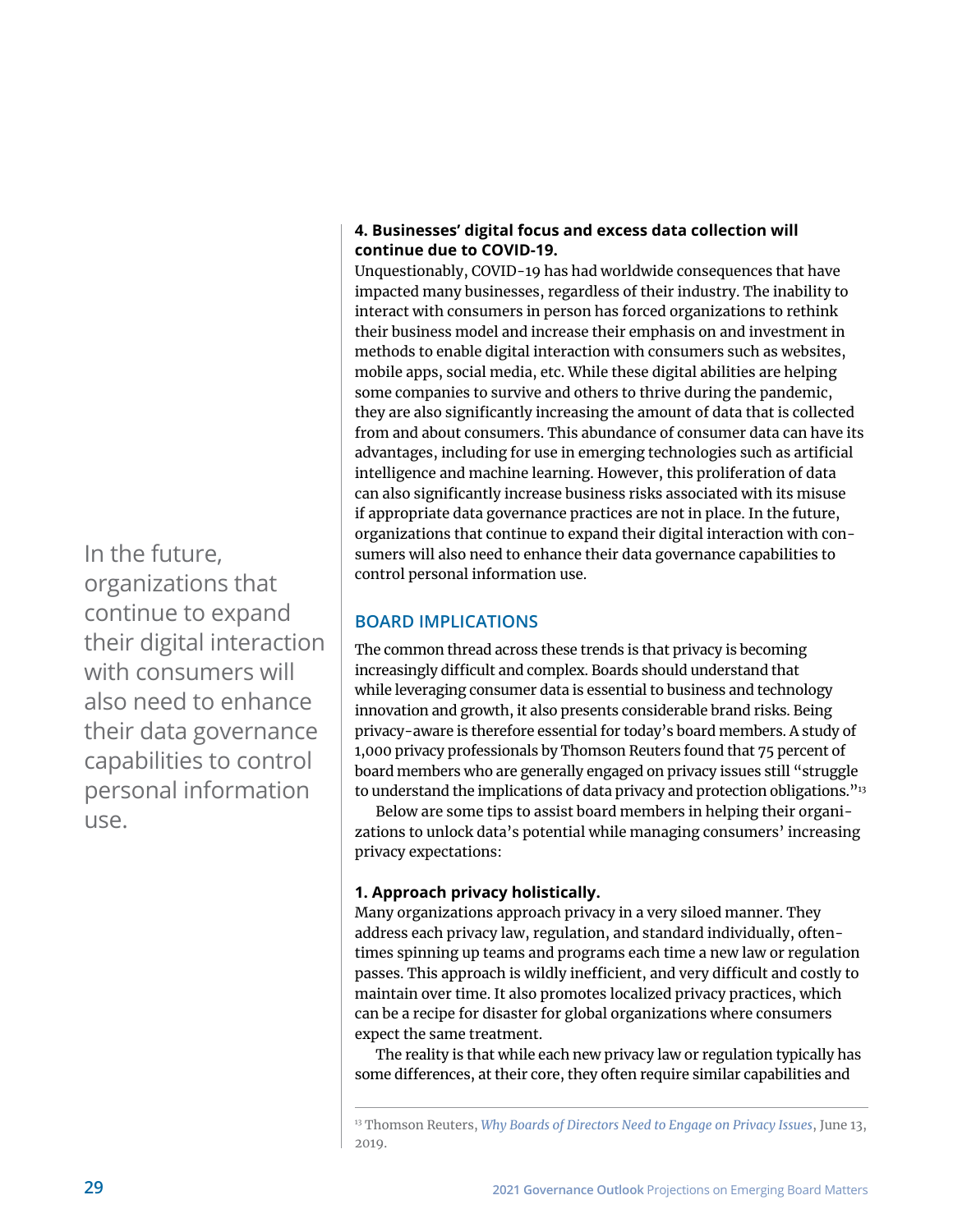**4. Businesses' digital focus and excess data collection will continue due to COVID-19.**
Unquestionably, COVID-19 has had worldwide consequences that have impacted many businesses, regardless of their industry. The inability to interact with consumers in person has forced organizations to rethink their business model and increase their emphasis on and investment in methods to enable digital interaction with consumers such as websites, mobile apps, social media, etc. While these digital abilities are helping some companies to survive and others to thrive during the pandemic, they are also significantly increasing the amount of data that is collected from and about consumers. This abundance of consumer data can have its advantages, including for use in emerging technologies such as artificial intelligence and machine learning. However, this proliferation of data can also significantly increase business risks associated with its misuse if appropriate data governance practices are not in place. In the future, organizations that continue to expand their digital interaction with consumers will also need to enhance their data governance capabilities to control personal information use.

> In the future, organizations that continue to expand their digital interaction with consumers will also need to enhance their data governance capabilities to control personal information use.

## BOARD IMPLICATIONS

The common thread across these trends is that privacy is becoming increasingly difficult and complex. Boards should understand that while leveraging consumer data is essential to business and technology innovation and growth, it also presents considerable brand risks. Being privacy-aware is therefore essential for today's board members. A study of 1,000 privacy professionals by Thomson Reuters found that 75 percent of board members who are generally engaged on privacy issues still "struggle to understand the implications of data privacy and protection obligations."[13]

Below are some tips to assist board members in helping their organizations to unlock data's potential while managing consumers' increasing privacy expectations:

**1. Approach privacy holistically.**
Many organizations approach privacy in a very siloed manner. They address each privacy law, regulation, and standard individually, oftentimes spinning up teams and programs each time a new law or regulation passes. This approach is wildly inefficient, and very difficult and costly to maintain over time. It also promotes localized privacy practices, which can be a recipe for disaster for global organizations where consumers expect the same treatment.

The reality is that while each new privacy law or regulation typically has some differences, at their core, they often require similar capabilities and

---

[13] Thomson Reuters, *Why Boards of Directors Need to Engage on Privacy Issues*, June 13, 2019.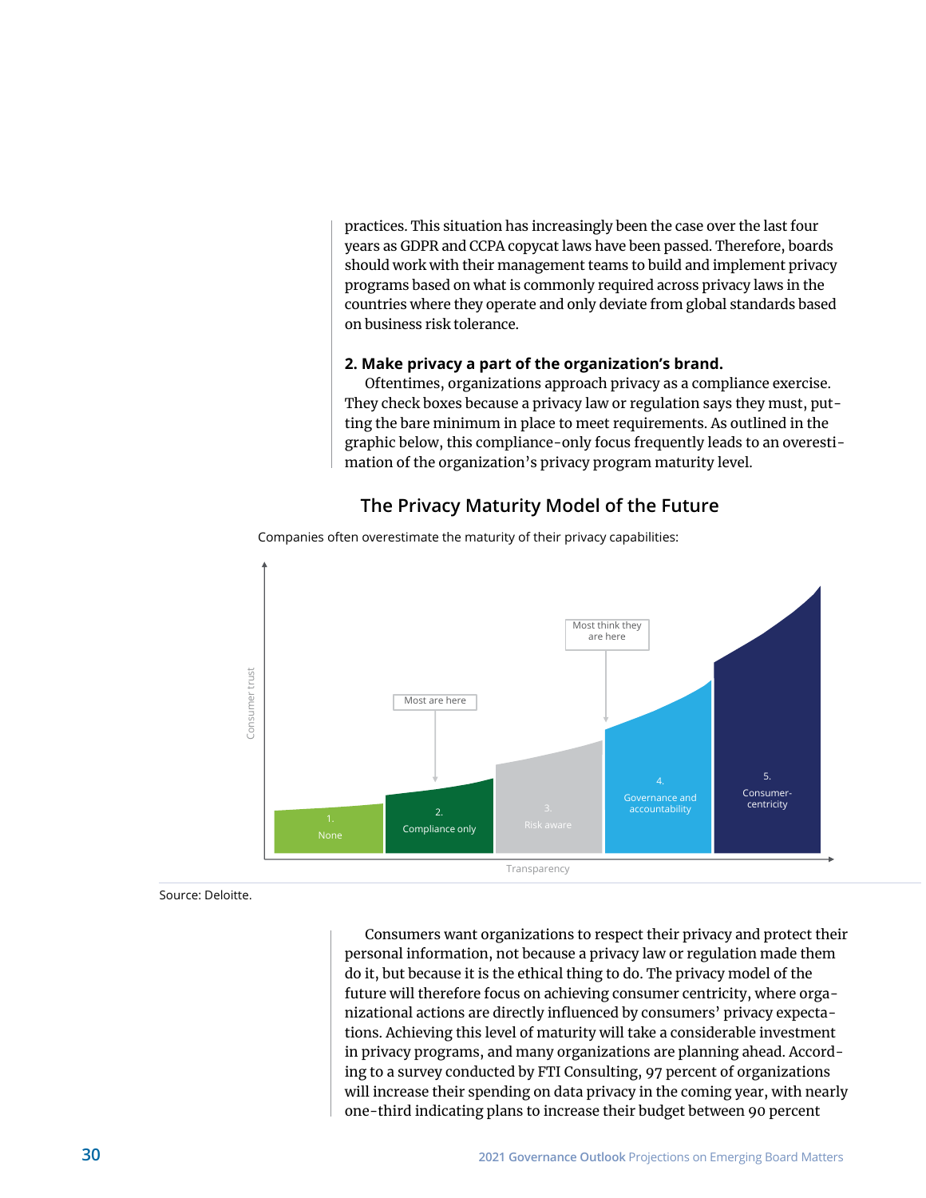practices. This situation has increasingly been the case over the last four years as GDPR and CCPA copycat laws have been passed. Therefore, boards should work with their management teams to build and implement privacy programs based on what is commonly required across privacy laws in the countries where they operate and only deviate from global standards based on business risk tolerance.

**2. Make privacy a part of the organization's brand.**

Oftentimes, organizations approach privacy as a compliance exercise. They check boxes because a privacy law or regulation says they must, putting the bare minimum in place to meet requirements. As outlined in the graphic below, this compliance-only focus frequently leads to an overestimation of the organization's privacy program maturity level.

## The Privacy Maturity Model of the Future

Companies often overestimate the maturity of their privacy capabilities:

Consumer trust

Most think they are here

Most are here

1. None

2. Compliance only

3. Risk aware

4. Governance and accountability

5. Consumer-centricity

Transparency

Source: Deloitte.

Consumers want organizations to respect their privacy and protect their personal information, not because a privacy law or regulation made them do it, but because it is the ethical thing to do. The privacy model of the future will therefore focus on achieving consumer centricity, where organizational actions are directly influenced by consumers' privacy expectations. Achieving this level of maturity will take a considerable investment in privacy programs, and many organizations are planning ahead. According to a survey conducted by FTI Consulting, 97 percent of organizations will increase their spending on data privacy in the coming year, with nearly one-third indicating plans to increase their budget between 90 percent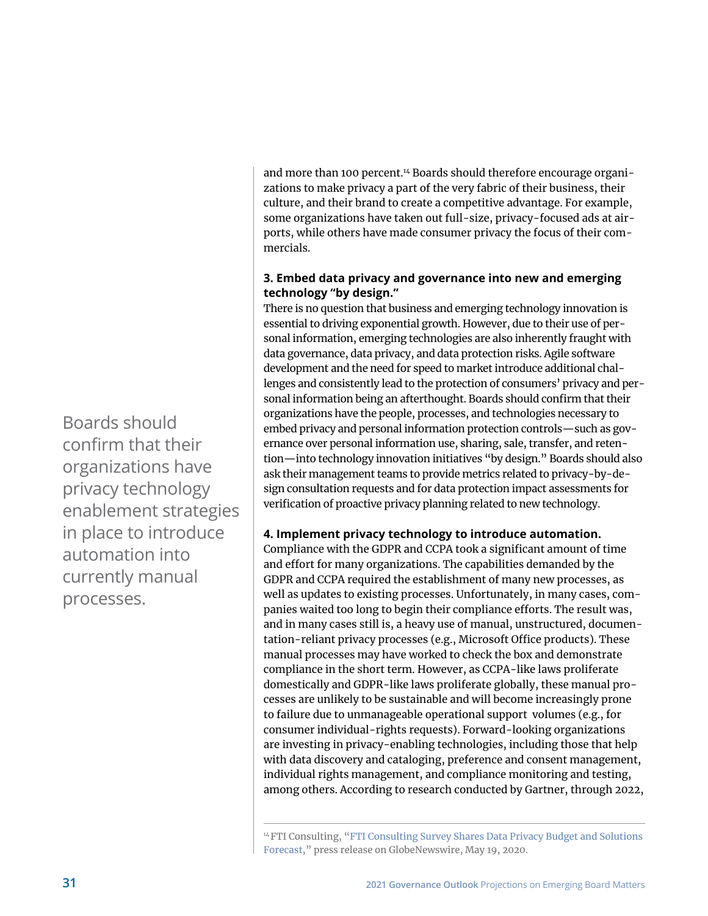and more than 100 percent.[14] Boards should therefore encourage organizations to make privacy a part of the very fabric of their business, their culture, and their brand to create a competitive advantage. For example, some organizations have taken out full-size, privacy-focused ads at airports, while others have made consumer privacy the focus of their commercials.

Boards should confirm that their organizations have privacy technology enablement strategies in place to introduce automation into currently manual processes.

**3. Embed data privacy and governance into new and emerging technology "by design."**

There is no question that business and emerging technology innovation is essential to driving exponential growth. However, due to their use of personal information, emerging technologies are also inherently fraught with data governance, data privacy, and data protection risks. Agile software development and the need for speed to market introduce additional challenges and consistently lead to the protection of consumers' privacy and personal information being an afterthought. Boards should confirm that their organizations have the people, processes, and technologies necessary to embed privacy and personal information protection controls—such as governance over personal information use, sharing, sale, transfer, and retention—into technology innovation initiatives "by design." Boards should also ask their management teams to provide metrics related to privacy-by-design consultation requests and for data protection impact assessments for verification of proactive privacy planning related to new technology.

**4. Implement privacy technology to introduce automation.**

Compliance with the GDPR and CCPA took a significant amount of time and effort for many organizations. The capabilities demanded by the GDPR and CCPA required the establishment of many new processes, as well as updates to existing processes. Unfortunately, in many cases, companies waited too long to begin their compliance efforts. The result was, and in many cases still is, a heavy use of manual, unstructured, documentation-reliant privacy processes (e.g., Microsoft Office products). These manual processes may have worked to check the box and demonstrate compliance in the short term. However, as CCPA-like laws proliferate domestically and GDPR-like laws proliferate globally, these manual processes are unlikely to be sustainable and will become increasingly prone to failure due to unmanageable operational support volumes (e.g., for consumer individual-rights requests). Forward-looking organizations are investing in privacy-enabling technologies, including those that help with data discovery and cataloging, preference and consent management, individual rights management, and compliance monitoring and testing, among others. According to research conducted by Gartner, through 2022,

[14] FTI Consulting, "FTI Consulting Survey Shares Data Privacy Budget and Solutions Forecast," press release on GlobeNewswire, May 19, 2020.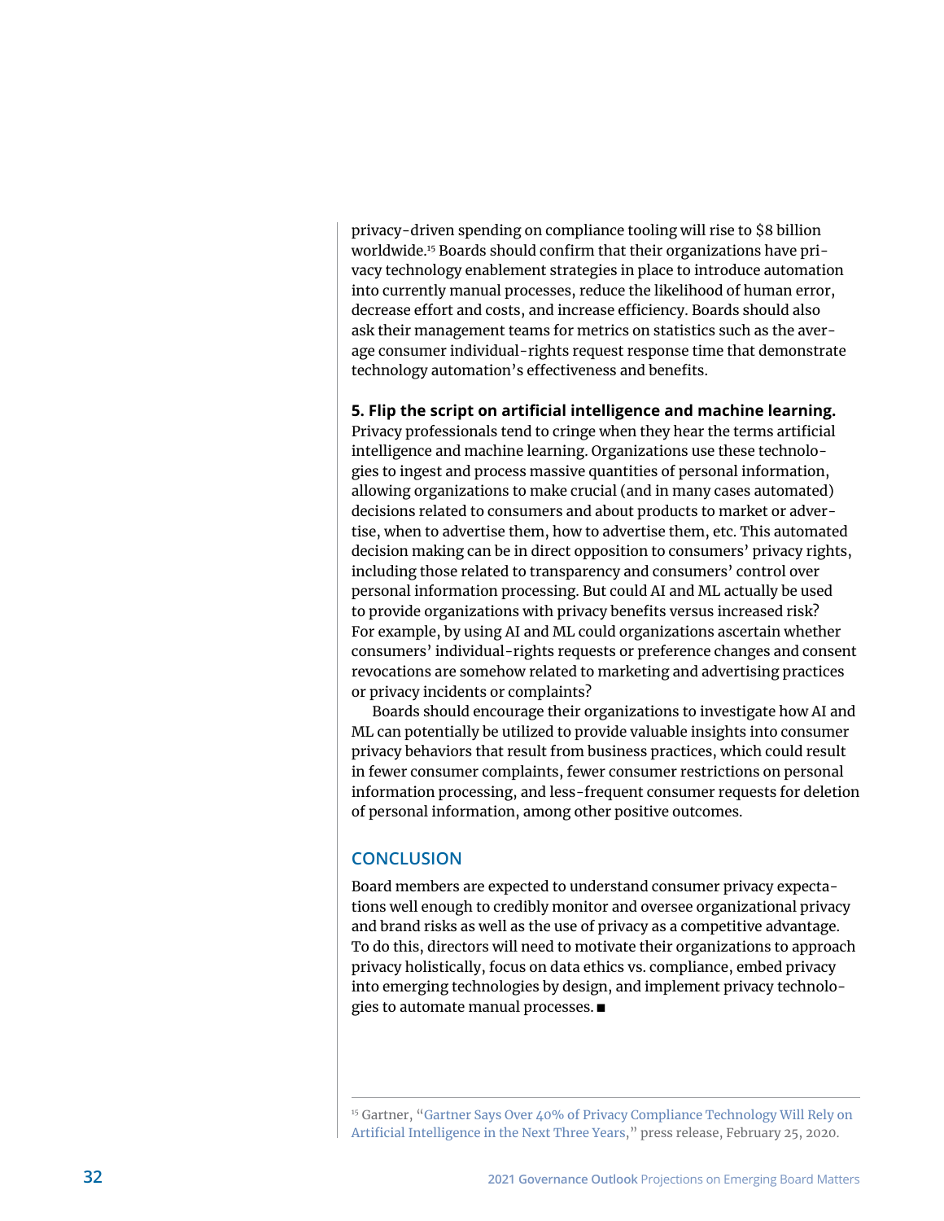privacy-driven spending on compliance tooling will rise to $8 billion worldwide.[15] Boards should confirm that their organizations have privacy technology enablement strategies in place to introduce automation into currently manual processes, reduce the likelihood of human error, decrease effort and costs, and increase efficiency. Boards should also ask their management teams for metrics on statistics such as the average consumer individual-rights request response time that demonstrate technology automation's effectiveness and benefits.

**5. Flip the script on artificial intelligence and machine learning.** Privacy professionals tend to cringe when they hear the terms artificial intelligence and machine learning. Organizations use these technologies to ingest and process massive quantities of personal information, allowing organizations to make crucial (and in many cases automated) decisions related to consumers and about products to market or advertise, when to advertise them, how to advertise them, etc. This automated decision making can be in direct opposition to consumers' privacy rights, including those related to transparency and consumers' control over personal information processing. But could AI and ML actually be used to provide organizations with privacy benefits versus increased risk? For example, by using AI and ML could organizations ascertain whether consumers' individual-rights requests or preference changes and consent revocations are somehow related to marketing and advertising practices or privacy incidents or complaints?

Boards should encourage their organizations to investigate how AI and ML can potentially be utilized to provide valuable insights into consumer privacy behaviors that result from business practices, which could result in fewer consumer complaints, fewer consumer restrictions on personal information processing, and less-frequent consumer requests for deletion of personal information, among other positive outcomes.

## CONCLUSION

Board members are expected to understand consumer privacy expectations well enough to credibly monitor and oversee organizational privacy and brand risks as well as the use of privacy as a competitive advantage. To do this, directors will need to motivate their organizations to approach privacy holistically, focus on data ethics vs. compliance, embed privacy into emerging technologies by design, and implement privacy technologies to automate manual processes. ■

---

[15] Gartner, "Gartner Says Over 40% of Privacy Compliance Technology Will Rely on Artificial Intelligence in the Next Three Years," press release, February 25, 2020.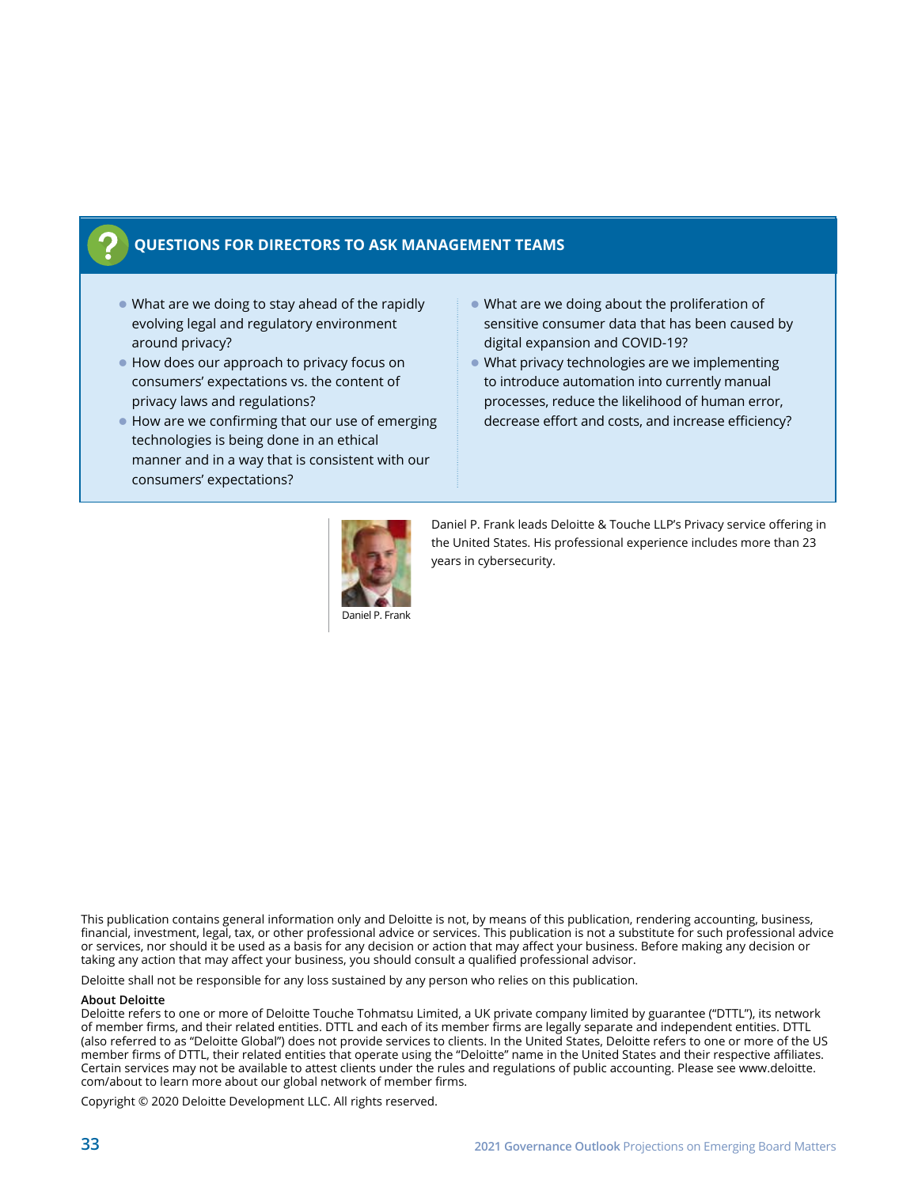## QUESTIONS FOR DIRECTORS TO ASK MANAGEMENT TEAMS

- What are we doing to stay ahead of the rapidly evolving legal and regulatory environment around privacy?
- How does our approach to privacy focus on consumers' expectations vs. the content of privacy laws and regulations?
- How are we confirming that our use of emerging technologies is being done in an ethical manner and in a way that is consistent with our consumers' expectations?
- What are we doing about the proliferation of sensitive consumer data that has been caused by digital expansion and COVID-19?
- What privacy technologies are we implementing to introduce automation into currently manual processes, reduce the likelihood of human error, decrease effort and costs, and increase efficiency?

Daniel P. Frank

Daniel P. Frank leads Deloitte & Touche LLP's Privacy service offering in the United States. His professional experience includes more than 23 years in cybersecurity.

This publication contains general information only and Deloitte is not, by means of this publication, rendering accounting, business, financial, investment, legal, tax, or other professional advice or services. This publication is not a substitute for such professional advice or services, nor should it be used as a basis for any decision or action that may affect your business. Before making any decision or taking any action that may affect your business, you should consult a qualified professional advisor.

Deloitte shall not be responsible for any loss sustained by any person who relies on this publication.

**About Deloitte**
Deloitte refers to one or more of Deloitte Touche Tohmatsu Limited, a UK private company limited by guarantee ("DTTL"), its network of member firms, and their related entities. DTTL and each of its member firms are legally separate and independent entities. DTTL (also referred to as "Deloitte Global") does not provide services to clients. In the United States, Deloitte refers to one or more of the US member firms of DTTL, their related entities that operate using the "Deloitte" name in the United States and their respective affiliates. Certain services may not be available to attest clients under the rules and regulations of public accounting. Please see www.deloitte.com/about to learn more about our global network of member firms.

Copyright © 2020 Deloitte Development LLC. All rights reserved.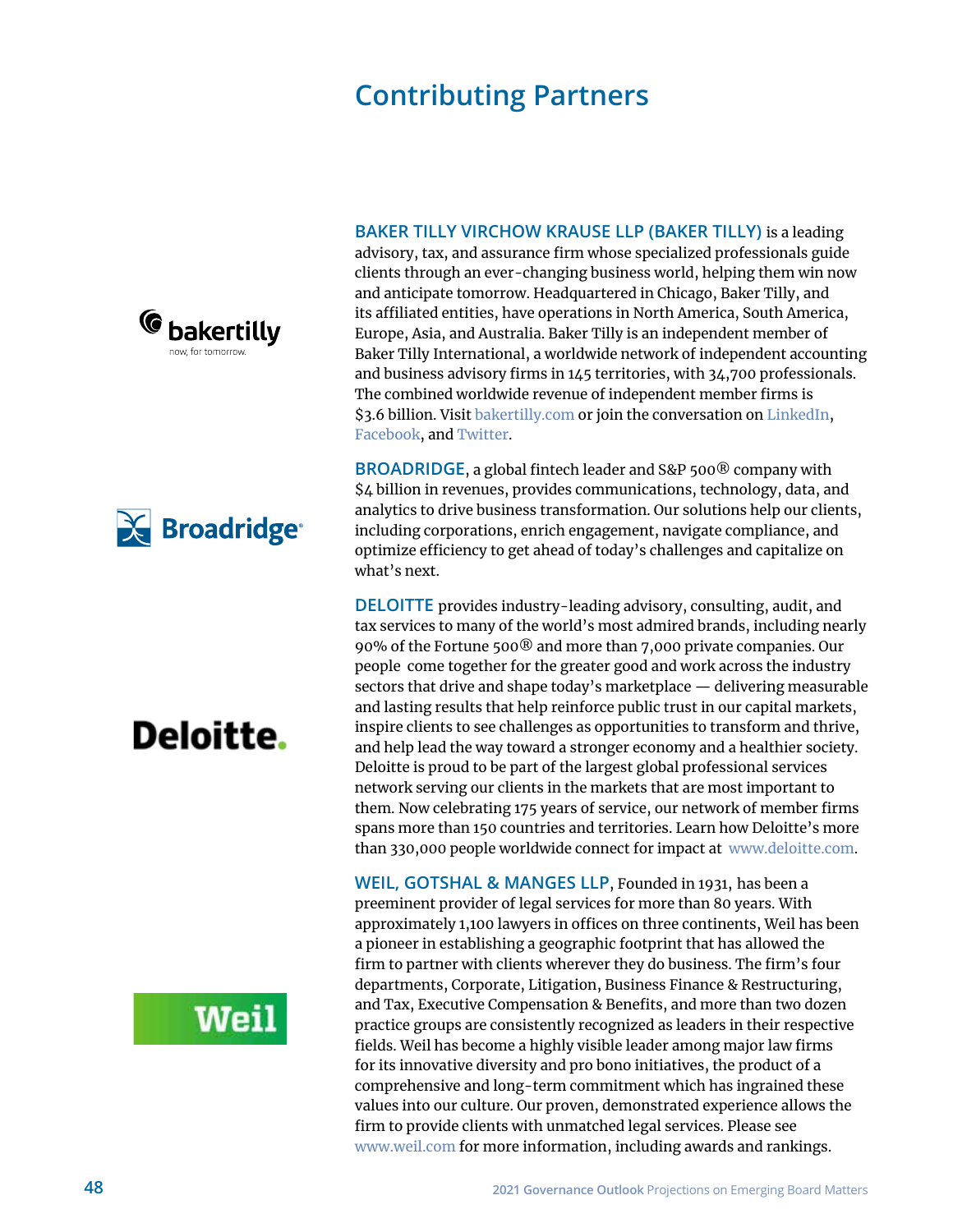# Contributing Partners

**BAKER TILLY VIRCHOW KRAUSE LLP (BAKER TILLY)** is a leading advisory, tax, and assurance firm whose specialized professionals guide clients through an ever-changing business world, helping them win now and anticipate tomorrow. Headquartered in Chicago, Baker Tilly, and its affiliated entities, have operations in North America, South America, Europe, Asia, and Australia. Baker Tilly is an independent member of Baker Tilly International, a worldwide network of independent accounting and business advisory firms in 145 territories, with 34,700 professionals. The combined worldwide revenue of independent member firms is $3.6 billion. Visit bakertilly.com or join the conversation on LinkedIn, Facebook, and Twitter.

**BROADRIDGE**, a global fintech leader and S&P 500® company with $4 billion in revenues, provides communications, technology, data, and analytics to drive business transformation. Our solutions help our clients, including corporations, enrich engagement, navigate compliance, and optimize efficiency to get ahead of today's challenges and capitalize on what's next.

**DELOITTE** provides industry-leading advisory, consulting, audit, and tax services to many of the world's most admired brands, including nearly 90% of the Fortune 500® and more than 7,000 private companies. Our people come together for the greater good and work across the industry sectors that drive and shape today's marketplace — delivering measurable and lasting results that help reinforce public trust in our capital markets, inspire clients to see challenges as opportunities to transform and thrive, and help lead the way toward a stronger economy and a healthier society. Deloitte is proud to be part of the largest global professional services network serving our clients in the markets that are most important to them. Now celebrating 175 years of service, our network of member firms spans more than 150 countries and territories. Learn how Deloitte's more than 330,000 people worldwide connect for impact at www.deloitte.com.

**WEIL, GOTSHAL & MANGES LLP**, Founded in 1931, has been a preeminent provider of legal services for more than 80 years. With approximately 1,100 lawyers in offices on three continents, Weil has been a pioneer in establishing a geographic footprint that has allowed the firm to partner with clients wherever they do business. The firm's four departments, Corporate, Litigation, Business Finance & Restructuring, and Tax, Executive Compensation & Benefits, and more than two dozen practice groups are consistently recognized as leaders in their respective fields. Weil has become a highly visible leader among major law firms for its innovative diversity and pro bono initiatives, the product of a comprehensive and long-term commitment which has ingrained these values into our culture. Our proven, demonstrated experience allows the firm to provide clients with unmatched legal services. Please see www.weil.com for more information, including awards and rankings.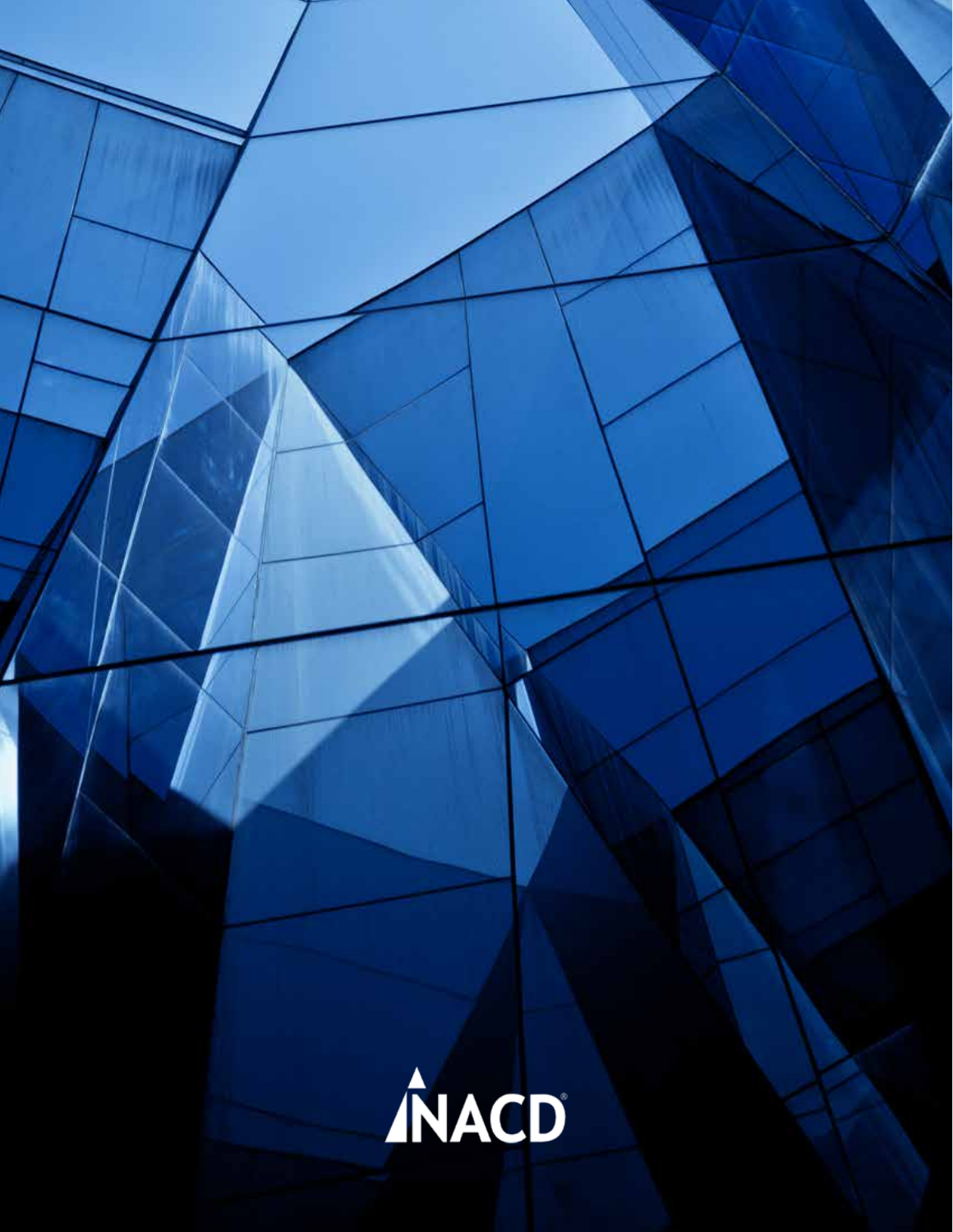NACD